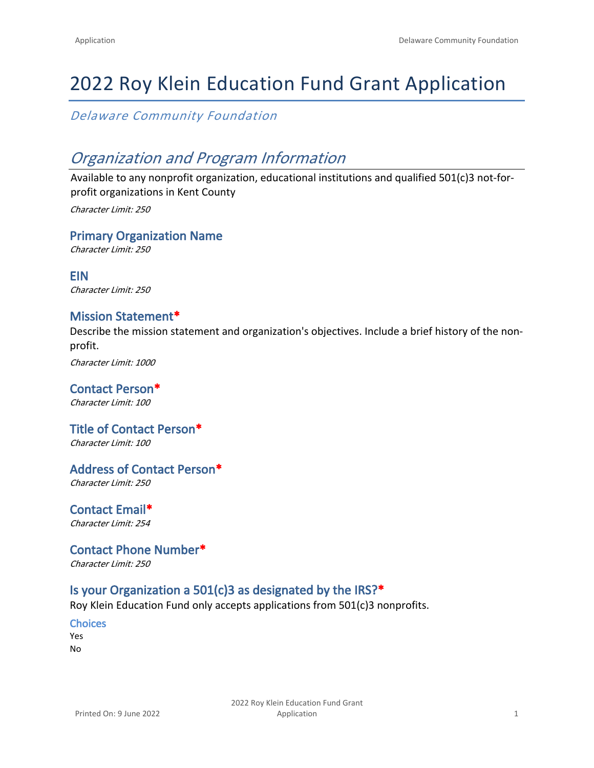# 2022 Roy Klein Education Fund Grant Application

*Delaware Community Foundation*

## *Organization and Program Information*

Available to any nonprofit organization, educational institutions and qualified 501(c)3 not-for-profit organizations in Kent County

*Character Limit: 250*

### Primary Organization Name

*Character Limit: 250*

### EIN

*Character Limit: 250*

### Mission Statement*

Describe the mission statement and organization's objectives. Include a brief history of the non-profit.

*Character Limit: 1000*

### Contact Person*

*Character Limit: 100*

### Title of Contact Person*

*Character Limit: 100*

### Address of Contact Person*

*Character Limit: 250*

### Contact Email*

*Character Limit: 254*

### Contact Phone Number*

*Character Limit: 250*

### Is your Organization a 501(c)3 as designated by the IRS?*

Roy Klein Education Fund only accepts applications from 501(c)3 nonprofits.

**Choices**

Yes
No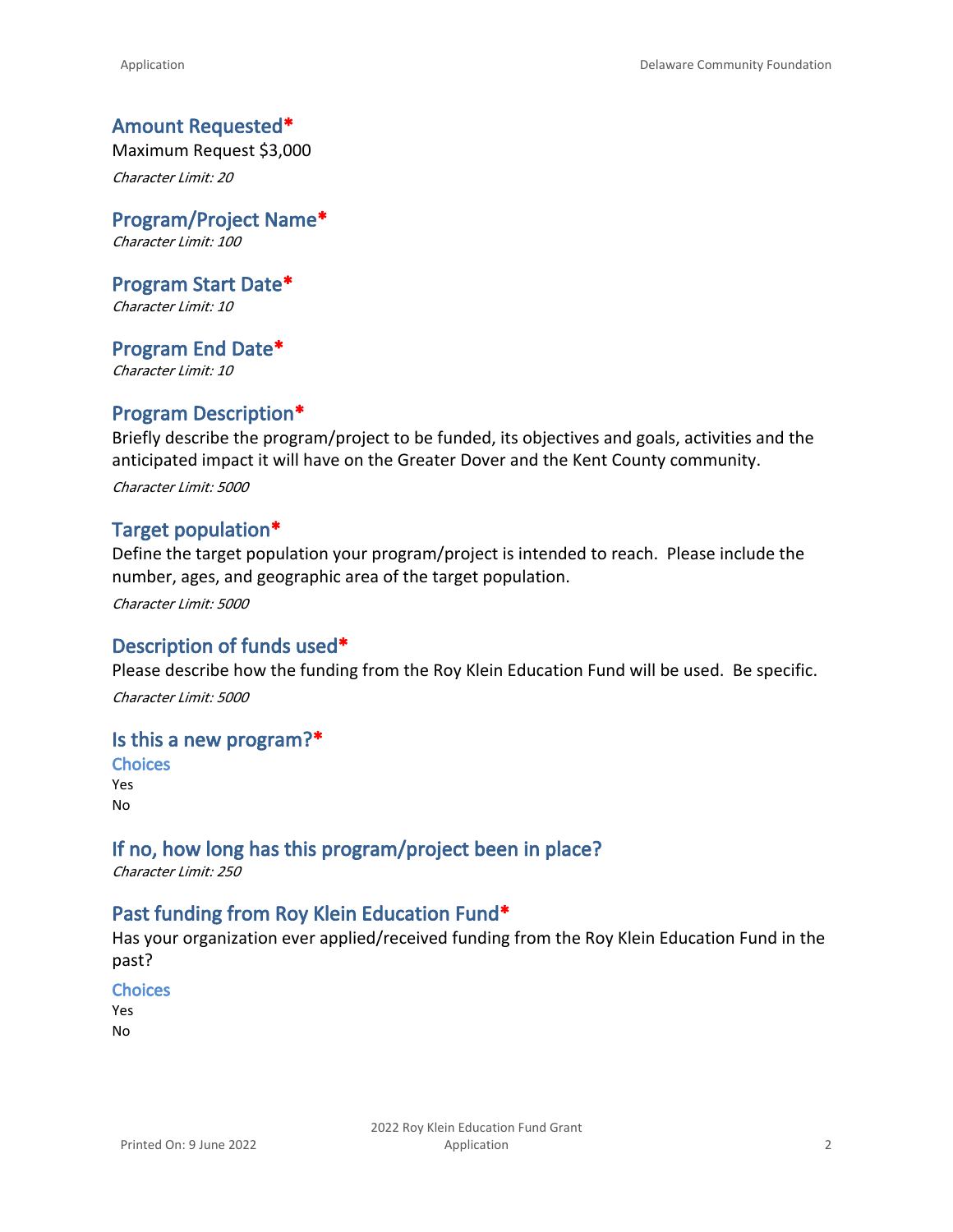### Amount Requested*

Maximum Request $3,000

*Character Limit: 20*

### Program/Project Name*

*Character Limit: 100*

### Program Start Date*

*Character Limit: 10*

### Program End Date*

*Character Limit: 10*

### Program Description*

Briefly describe the program/project to be funded, its objectives and goals, activities and the anticipated impact it will have on the Greater Dover and the Kent County community.

*Character Limit: 5000*

### Target population*

Define the target population your program/project is intended to reach. Please include the number, ages, and geographic area of the target population.

*Character Limit: 5000*

### Description of funds used*

Please describe how the funding from the Roy Klein Education Fund will be used. Be specific.

*Character Limit: 5000*

### Is this a new program?*

#### Choices

Yes
No

### If no, how long has this program/project been in place?

*Character Limit: 250*

### Past funding from Roy Klein Education Fund*

Has your organization ever applied/received funding from the Roy Klein Education Fund in the past?

#### Choices

Yes
No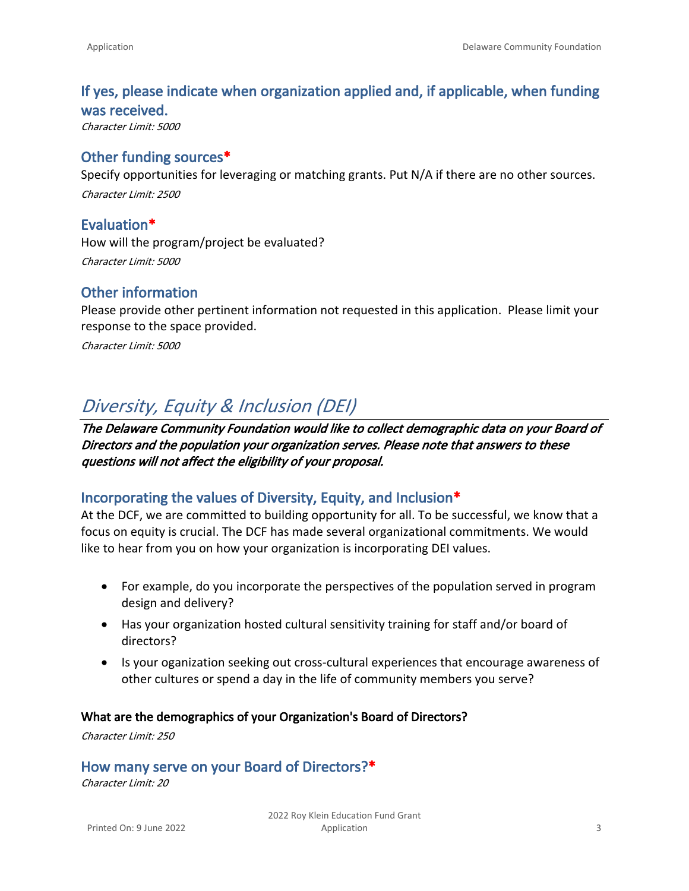## If yes, please indicate when organization applied and, if applicable, when funding was received.

*Character Limit: 5000*

## Other funding sources*

Specify opportunities for leveraging or matching grants. Put N/A if there are no other sources.

*Character Limit: 2500*

## Evaluation*

How will the program/project be evaluated?

*Character Limit: 5000*

## Other information

Please provide other pertinent information not requested in this application. Please limit your response to the space provided.

*Character Limit: 5000*

# *Diversity, Equity & Inclusion (DEI)*

***The Delaware Community Foundation would like to collect demographic data on your Board of Directors and the population your organization serves. Please note that answers to these questions will not affect the eligibility of your proposal.***

## Incorporating the values of Diversity, Equity, and Inclusion*

At the DCF, we are committed to building opportunity for all. To be successful, we know that a focus on equity is crucial. The DCF has made several organizational commitments. We would like to hear from you on how your organization is incorporating DEI values.

- For example, do you incorporate the perspectives of the population served in program design and delivery?
- Has your organization hosted cultural sensitivity training for staff and/or board of directors?
- Is your oganization seeking out cross-cultural experiences that encourage awareness of other cultures or spend a day in the life of community members you serve?

**What are the demographics of your Organization's Board of Directors?**

*Character Limit: 250*

## How many serve on your Board of Directors?*

*Character Limit: 20*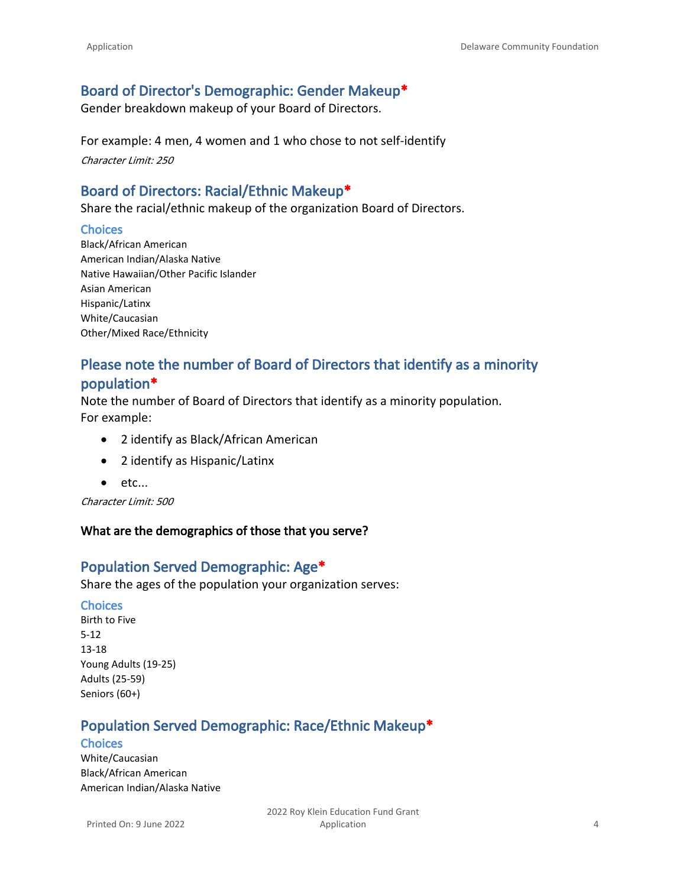## Board of Director's Demographic: Gender Makeup*

Gender breakdown makeup of your Board of Directors.

For example: 4 men, 4 women and 1 who chose to not self-identify

*Character Limit: 250*

## Board of Directors: Racial/Ethnic Makeup*

Share the racial/ethnic makeup of the organization Board of Directors.

### Choices

Black/African American
American Indian/Alaska Native
Native Hawaiian/Other Pacific Islander
Asian American
Hispanic/Latinx
White/Caucasian
Other/Mixed Race/Ethnicity

## Please note the number of Board of Directors that identify as a minority population*

Note the number of Board of Directors that identify as a minority population.
For example:

- 2 identify as Black/African American
- 2 identify as Hispanic/Latinx
- etc...

*Character Limit: 500*

**What are the demographics of those that you serve?**

## Population Served Demographic: Age*

Share the ages of the population your organization serves:

### Choices

Birth to Five
5-12
13-18
Young Adults (19-25)
Adults (25-59)
Seniors (60+)

## Population Served Demographic: Race/Ethnic Makeup*

### Choices

White/Caucasian
Black/African American
American Indian/Alaska Native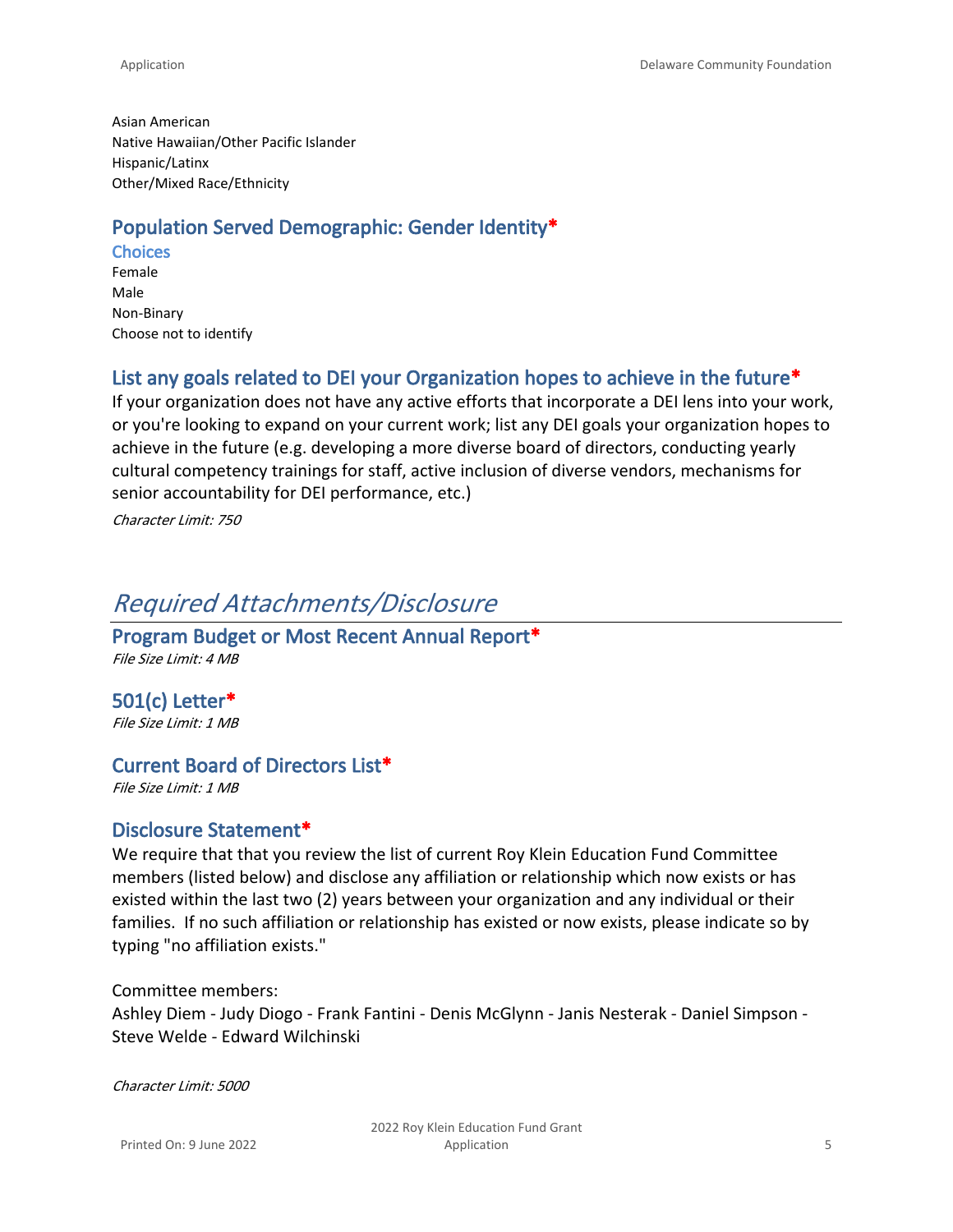Asian American
Native Hawaiian/Other Pacific Islander
Hispanic/Latinx
Other/Mixed Race/Ethnicity

### Population Served Demographic: Gender Identity*

**Choices**

Female
Male
Non-Binary
Choose not to identify

### List any goals related to DEI your Organization hopes to achieve in the future*

If your organization does not have any active efforts that incorporate a DEI lens into your work, or you're looking to expand on your current work; list any DEI goals your organization hopes to achieve in the future (e.g. developing a more diverse board of directors, conducting yearly cultural competency trainings for staff, active inclusion of diverse vendors, mechanisms for senior accountability for DEI performance, etc.)

*Character Limit: 750*

## *Required Attachments/Disclosure*

### Program Budget or Most Recent Annual Report*

*File Size Limit: 4 MB*

### 501(c) Letter*

*File Size Limit: 1 MB*

### Current Board of Directors List*

*File Size Limit: 1 MB*

### Disclosure Statement*

We require that that you review the list of current Roy Klein Education Fund Committee members (listed below) and disclose any affiliation or relationship which now exists or has existed within the last two (2) years between your organization and any individual or their families. If no such affiliation or relationship has existed or now exists, please indicate so by typing "no affiliation exists."

Committee members:
Ashley Diem - Judy Diogo - Frank Fantini - Denis McGlynn - Janis Nesterak - Daniel Simpson - Steve Welde - Edward Wilchinski

*Character Limit: 5000*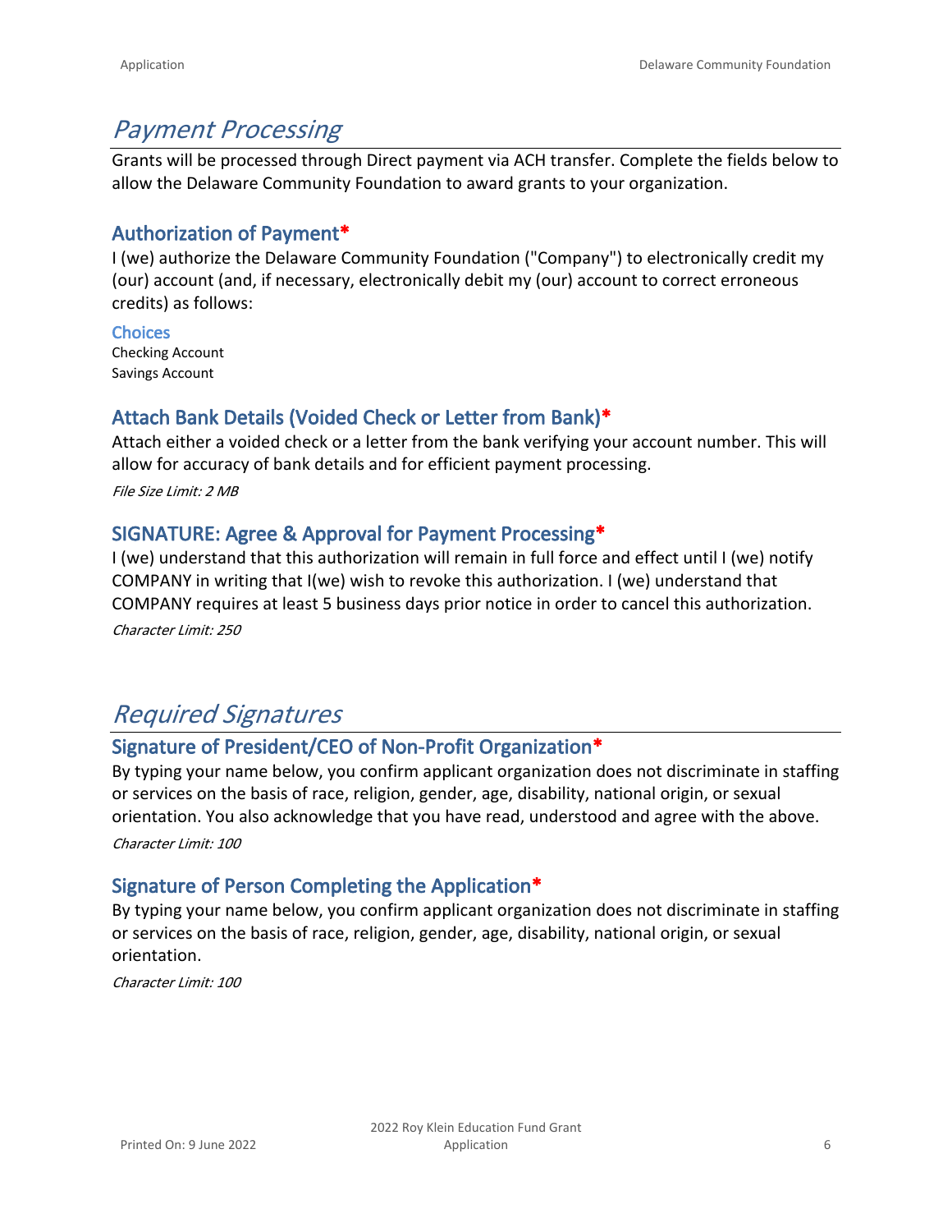## *Payment Processing*

Grants will be processed through Direct payment via ACH transfer. Complete the fields below to allow the Delaware Community Foundation to award grants to your organization.

### Authorization of Payment*

I (we) authorize the Delaware Community Foundation ("Company") to electronically credit my (our) account (and, if necessary, electronically debit my (our) account to correct erroneous credits) as follows:

**Choices**

Checking Account
Savings Account

### Attach Bank Details (Voided Check or Letter from Bank)*

Attach either a voided check or a letter from the bank verifying your account number. This will allow for accuracy of bank details and for efficient payment processing.

*File Size Limit: 2 MB*

### SIGNATURE: Agree & Approval for Payment Processing*

I (we) understand that this authorization will remain in full force and effect until I (we) notify COMPANY in writing that I(we) wish to revoke this authorization. I (we) understand that COMPANY requires at least 5 business days prior notice in order to cancel this authorization.

*Character Limit: 250*

## *Required Signatures*

### Signature of President/CEO of Non-Profit Organization*

By typing your name below, you confirm applicant organization does not discriminate in staffing or services on the basis of race, religion, gender, age, disability, national origin, or sexual orientation. You also acknowledge that you have read, understood and agree with the above.

*Character Limit: 100*

### Signature of Person Completing the Application*

By typing your name below, you confirm applicant organization does not discriminate in staffing or services on the basis of race, religion, gender, age, disability, national origin, or sexual orientation.

*Character Limit: 100*